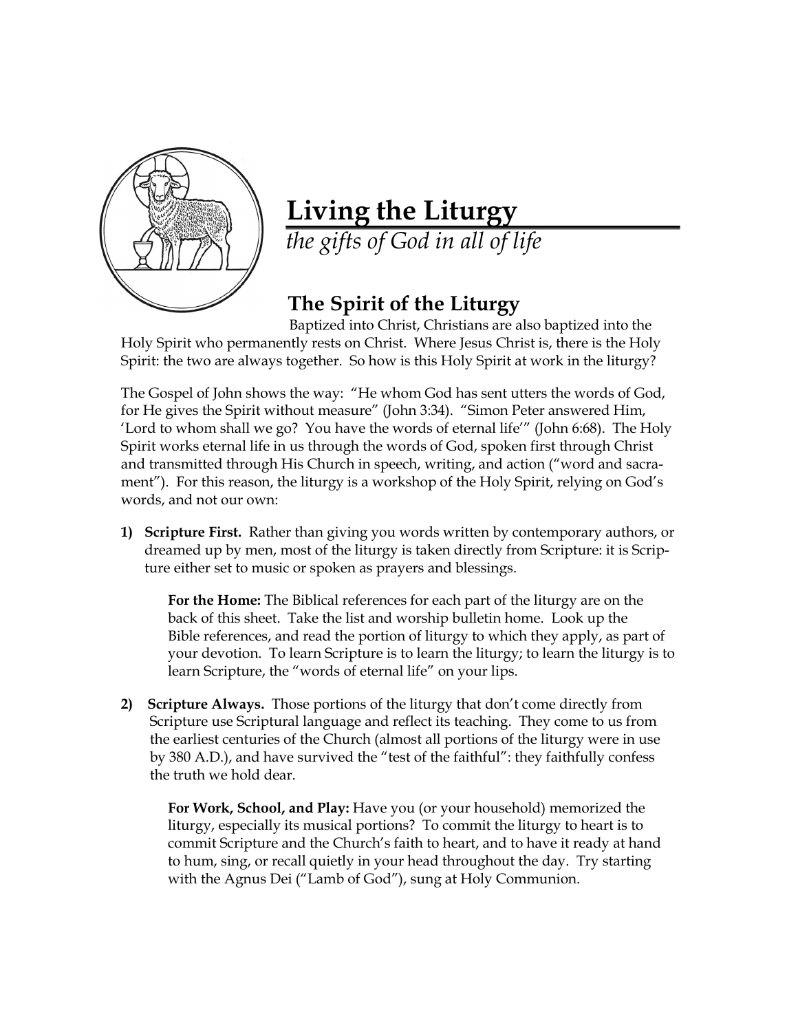# Living the Liturgy

*the gifts of God in all of life*

## The Spirit of the Liturgy

Baptized into Christ, Christians are also baptized into the Holy Spirit who permanently rests on Christ. Where Jesus Christ is, there is the Holy Spirit: the two are always together. So how is this Holy Spirit at work in the liturgy?

The Gospel of John shows the way: "He whom God has sent utters the words of God, for He gives the Spirit without measure" (John 3:34). "Simon Peter answered Him, 'Lord to whom shall we go? You have the words of eternal life'" (John 6:68). The Holy Spirit works eternal life in us through the words of God, spoken first through Christ and transmitted through His Church in speech, writing, and action ("word and sacrament"). For this reason, the liturgy is a workshop of the Holy Spirit, relying on God's words, and not our own:

1) **Scripture First.** Rather than giving you words written by contemporary authors, or dreamed up by men, most of the liturgy is taken directly from Scripture: it is Scripture either set to music or spoken as prayers and blessings.

   **For the Home:** The Biblical references for each part of the liturgy are on the back of this sheet. Take the list and worship bulletin home. Look up the Bible references, and read the portion of liturgy to which they apply, as part of your devotion. To learn Scripture is to learn the liturgy; to learn the liturgy is to learn Scripture, the "words of eternal life" on your lips.

2) **Scripture Always.** Those portions of the liturgy that don't come directly from Scripture use Scriptural language and reflect its teaching. They come to us from the earliest centuries of the Church (almost all portions of the liturgy were in use by 380 A.D.), and have survived the "test of the faithful": they faithfully confess the truth we hold dear.

   **For Work, School, and Play:** Have you (or your household) memorized the liturgy, especially its musical portions? To commit the liturgy to heart is to commit Scripture and the Church's faith to heart, and to have it ready at hand to hum, sing, or recall quietly in your head throughout the day. Try starting with the Agnus Dei ("Lamb of God"), sung at Holy Communion.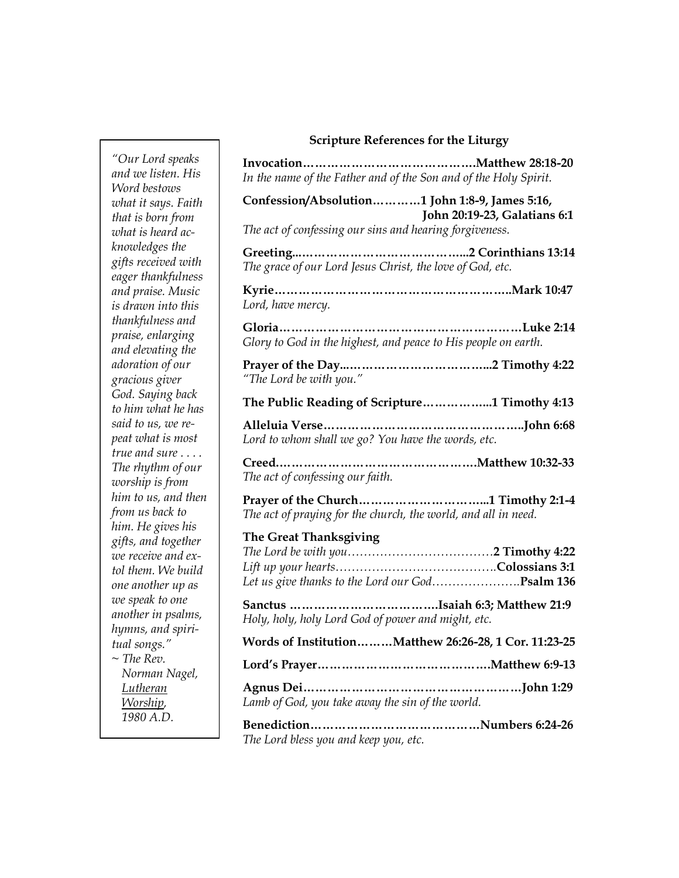*"Our Lord speaks and we listen. His Word bestows what it says. Faith that is born from what is heard acknowledges the gifts received with eager thankfulness and praise. Music is drawn into this thankfulness and praise, enlarging and elevating the adoration of our gracious giver God. Saying back to him what he has said to us, we repeat what is most true and sure . . . . The rhythm of our worship is from him to us, and then from us back to him. He gives his gifts, and together we receive and extol them. We build one another up as we speak to one another in psalms, hymns, and spiritual songs."*
*~ The Rev. Norman Nagel, Lutheran Worship, 1980 A.D.*

## Scripture References for the Liturgy

**Invocation……………………………………Matthew 28:18-20**
*In the name of the Father and of the Son and of the Holy Spirit.*

**Confession/Absolution…………1 John 1:8-9, James 5:16, John 20:19-23, Galatians 6:1**
*The act of confessing our sins and hearing forgiveness.*

**Greeting...…………………………………...2 Corinthians 13:14**
*The grace of our Lord Jesus Christ, the love of God, etc.*

**Kyrie…………………………………………………..Mark 10:47**
*Lord, have mercy.*

**Gloria…………………………………………………Luke 2:14**
*Glory to God in the highest, and peace to His people on earth.*

**Prayer of the Day...……………………………...2 Timothy 4:22**
*"The Lord be with you."*

**The Public Reading of Scripture……………...1 Timothy 4:13**

**Alleluia Verse………………………………………..John 6:68**
*Lord to whom shall we go? You have the words, etc.*

**Creed………………………………………….Matthew 10:32-33**
*The act of confessing our faith.*

**Prayer of the Church…………………………...1 Timothy 2:1-4**
*The act of praying for the church, the world, and all in need.*

**The Great Thanksgiving**
*The Lord be with you*………………………………**2 Timothy 4:22**
*Lift up your hearts*………………………………….**Colossians 3:1**
*Let us give thanks to the Lord our God*………………….**Psalm 136**

**Sanctus ……………………………….Isaiah 6:3; Matthew 21:9**
*Holy, holy, holy Lord God of power and might, etc.*

**Words of Institution………Matthew 26:26-28, 1 Cor. 11:23-25**

**Lord's Prayer…………………………………….Matthew 6:9-13**

**Agnus Dei……………………………………………John 1:29**
*Lamb of God, you take away the sin of the world.*

**Benediction……………………………………Numbers 6:24-26**
*The Lord bless you and keep you, etc.*